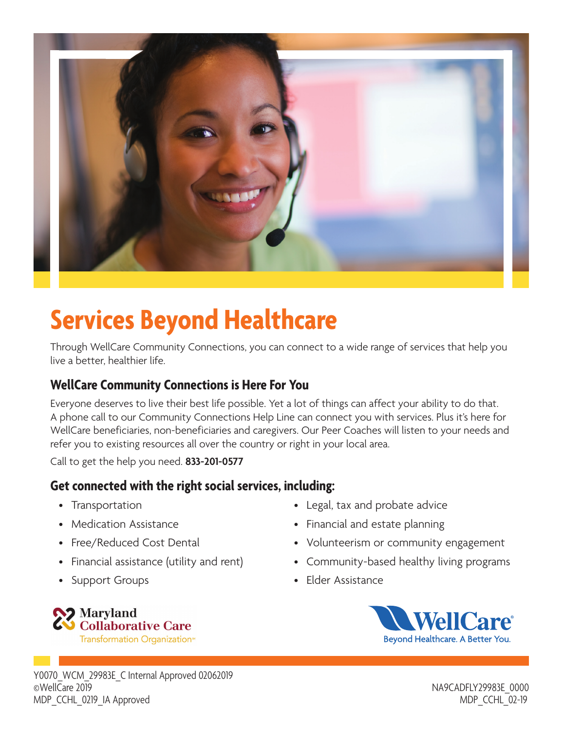# Services Beyond Healthcare

Through WellCare Community Connections, you can connect to a wide range of services that help you live a better, healthier life.

## WellCare Community Connections is Here For You

Everyone deserves to live their best life possible. Yet a lot of things can affect your ability to do that. A phone call to our Community Connections Help Line can connect you with services. Plus it's here for WellCare beneficiaries, non-beneficiaries and caregivers. Our Peer Coaches will listen to your needs and refer you to existing resources all over the country or right in your local area.

Call to get the help you need. **833-201-0577**

## Get connected with the right social services, including:

- Transportation
- Medication Assistance
- Free/Reduced Cost Dental
- Financial assistance (utility and rent)
- Support Groups
- Legal, tax and probate advice
- Financial and estate planning
- Volunteerism or community engagement
- Community-based healthy living programs
- Elder Assistance

Maryland Collaborative Care Transformation Organization℠

WellCare® Beyond Healthcare. A Better You.

Y0070_WCM_29983E_C Internal Approved 02062019
©WellCare 2019
MDP_CCHL_0219_IA Approved

NA9CADFLY29983E_0000
MDP_CCHL_02-19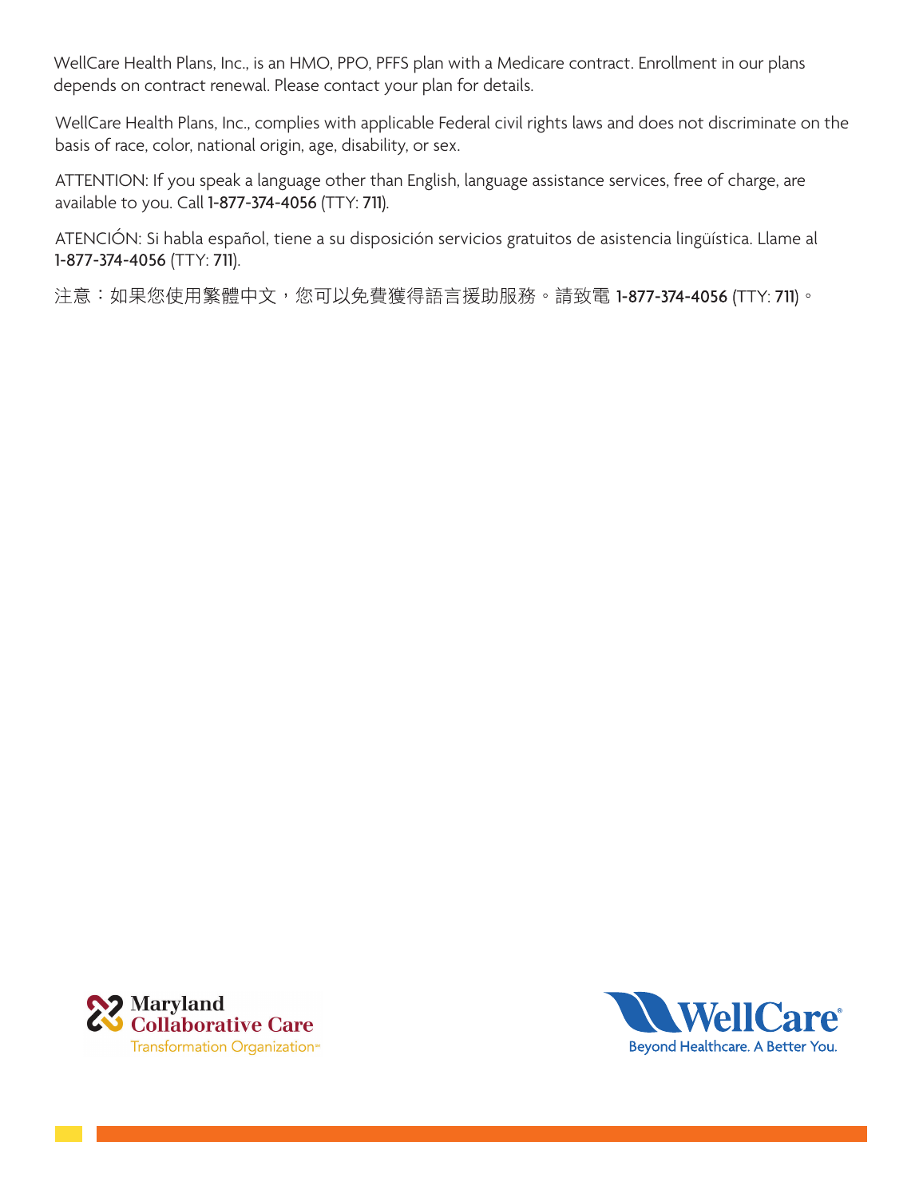WellCare Health Plans, Inc., is an HMO, PPO, PFFS plan with a Medicare contract. Enrollment in our plans depends on contract renewal. Please contact your plan for details.

WellCare Health Plans, Inc., complies with applicable Federal civil rights laws and does not discriminate on the basis of race, color, national origin, age, disability, or sex.

ATTENTION: If you speak a language other than English, language assistance services, free of charge, are available to you. Call **1-877-374-4056** (TTY: **711**).

ATENCIÓN: Si habla español, tiene a su disposición servicios gratuitos de asistencia lingüística. Llame al **1-877-374-4056** (TTY: **711**).

注意：如果您使用繁體中文，您可以免費獲得語言援助服務。請致電 **1-877-374-4056** (TTY: **711**)。

Maryland Collaborative Care Transformation Organization℠

WellCare® Beyond Healthcare. A Better You.